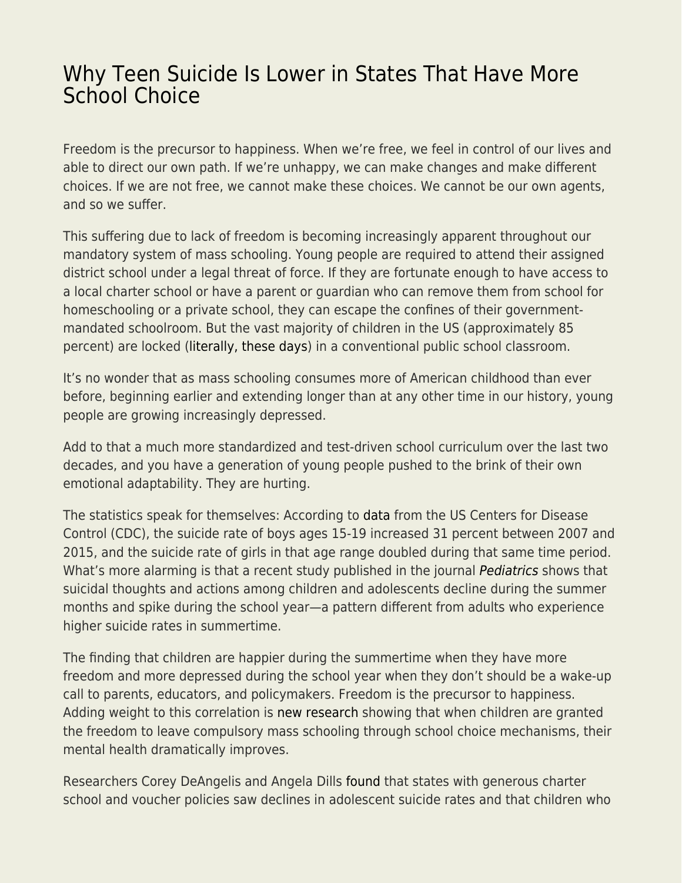# Why Teen Suicide Is Lower in States That Have More School Choice

Freedom is the precursor to happiness. When we're free, we feel in control of our lives and able to direct our own path. If we're unhappy, we can make changes and make different choices. If we are not free, we cannot make these choices. We cannot be our own agents, and so we suffer.

This suffering due to lack of freedom is becoming increasingly apparent throughout our mandatory system of mass schooling. Young people are required to attend their assigned district school under a legal threat of force. If they are fortunate enough to have access to a local charter school or have a parent or guardian who can remove them from school for homeschooling or a private school, they can escape the confines of their government-mandated schoolroom. But the vast majority of children in the US (approximately 85 percent) are locked (literally, these days) in a conventional public school classroom.

It's no wonder that as mass schooling consumes more of American childhood than ever before, beginning earlier and extending longer than at any other time in our history, young people are growing increasingly depressed.

Add to that a much more standardized and test-driven school curriculum over the last two decades, and you have a generation of young people pushed to the brink of their own emotional adaptability. They are hurting.

The statistics speak for themselves: According to data from the US Centers for Disease Control (CDC), the suicide rate of boys ages 15-19 increased 31 percent between 2007 and 2015, and the suicide rate of girls in that age range doubled during that same time period. What's more alarming is that a recent study published in the journal *Pediatrics* shows that suicidal thoughts and actions among children and adolescents decline during the summer months and spike during the school year—a pattern different from adults who experience higher suicide rates in summertime.

The finding that children are happier during the summertime when they have more freedom and more depressed during the school year when they don't should be a wake-up call to parents, educators, and policymakers. Freedom is the precursor to happiness. Adding weight to this correlation is new research showing that when children are granted the freedom to leave compulsory mass schooling through school choice mechanisms, their mental health dramatically improves.

Researchers Corey DeAngelis and Angela Dills found that states with generous charter school and voucher policies saw declines in adolescent suicide rates and that children who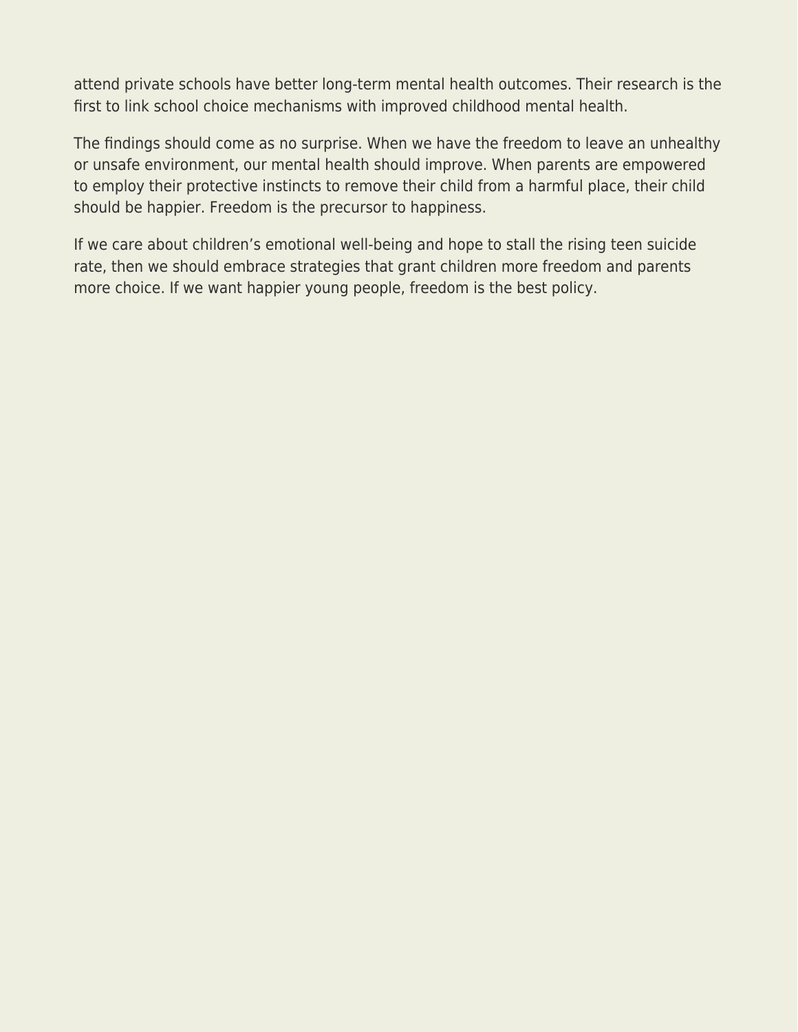attend private schools have better long-term mental health outcomes. Their research is the first to link school choice mechanisms with improved childhood mental health.

The findings should come as no surprise. When we have the freedom to leave an unhealthy or unsafe environment, our mental health should improve. When parents are empowered to employ their protective instincts to remove their child from a harmful place, their child should be happier. Freedom is the precursor to happiness.

If we care about children's emotional well-being and hope to stall the rising teen suicide rate, then we should embrace strategies that grant children more freedom and parents more choice. If we want happier young people, freedom is the best policy.